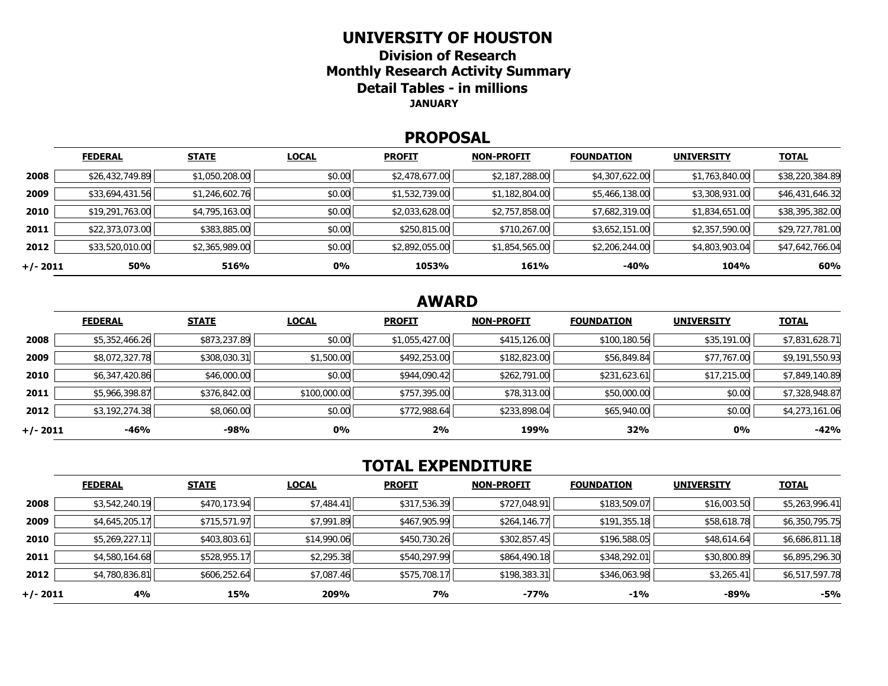# UNIVERSITY OF HOUSTON

## Division of Research

## Monthly Research Activity Summary

## Detail Tables - in millions

**JANUARY**

## PROPOSAL

| | FEDERAL | STATE | LOCAL | PROFIT | NON-PROFIT | FOUNDATION | UNIVERSITY | TOTAL |
|---|---|---|---|---|---|---|---|---|
| **2008** | $26,432,749.89 | $1,050,208.00 | $0.00 | $2,478,677.00 | $2,187,288.00 | $4,307,622.00 | $1,763,840.00 | $38,220,384.89 |
| **2009** | $33,694,431.56 | $1,246,602.76 | $0.00 | $1,532,739.00 | $1,182,804.00 | $5,466,138.00 | $3,308,931.00 | $46,431,646.32 |
| **2010** | $19,291,763.00 | $4,795,163.00 | $0.00 | $2,033,628.00 | $2,757,858.00 | $7,682,319.00 | $1,834,651.00 | $38,395,382.00 |
| **2011** | $22,373,073.00 | $383,885.00 | $0.00 | $250,815.00 | $710,267.00 | $3,652,151.00 | $2,357,590.00 | $29,727,781.00 |
| **2012** | $33,520,010.00 | $2,365,989.00 | $0.00 | $2,892,055.00 | $1,854,565.00 | $2,206,244.00 | $4,803,903.04 | $47,642,766.04 |
| **+/- 2011** | **50%** | **516%** | **0%** | **1053%** | **161%** | **-40%** | **104%** | **60%** |

## AWARD

| | FEDERAL | STATE | LOCAL | PROFIT | NON-PROFIT | FOUNDATION | UNIVERSITY | TOTAL |
|---|---|---|---|---|---|---|---|---|
| **2008** | $5,352,466.26 | $873,237.89 | $0.00 | $1,055,427.00 | $415,126.00 | $100,180.56 | $35,191.00 | $7,831,628.71 |
| **2009** | $8,072,327.78 | $308,030.31 | $1,500.00 | $492,253.00 | $182,823.00 | $56,849.84 | $77,767.00 | $9,191,550.93 |
| **2010** | $6,347,420.86 | $46,000.00 | $0.00 | $944,090.42 | $262,791.00 | $231,623.61 | $17,215.00 | $7,849,140.89 |
| **2011** | $5,966,398.87 | $376,842.00 | $100,000.00 | $757,395.00 | $78,313.00 | $50,000.00 | $0.00 | $7,328,948.87 |
| **2012** | $3,192,274.38 | $8,060.00 | $0.00 | $772,988.64 | $233,898.04 | $65,940.00 | $0.00 | $4,273,161.06 |
| **+/- 2011** | **-46%** | **-98%** | **0%** | **2%** | **199%** | **32%** | **0%** | **-42%** |

## TOTAL EXPENDITURE

| | FEDERAL | STATE | LOCAL | PROFIT | NON-PROFIT | FOUNDATION | UNIVERSITY | TOTAL |
|---|---|---|---|---|---|---|---|---|
| **2008** | $3,542,240.19 | $470,173.94 | $7,484.41 | $317,536.39 | $727,048.91 | $183,509.07 | $16,003.50 | $5,263,996.41 |
| **2009** | $4,645,205.17 | $715,571.97 | $7,991.89 | $467,905.99 | $264,146.77 | $191,355.18 | $58,618.78 | $6,350,795.75 |
| **2010** | $5,269,227.11 | $403,803.61 | $14,990.06 | $450,730.26 | $302,857.45 | $196,588.05 | $48,614.64 | $6,686,811.18 |
| **2011** | $4,580,164.68 | $528,955.17 | $2,295.38 | $540,297.99 | $864,490.18 | $348,292.01 | $30,800.89 | $6,895,296.30 |
| **2012** | $4,780,836.81 | $606,252.64 | $7,087.46 | $575,708.17 | $198,383.31 | $346,063.98 | $3,265.41 | $6,517,597.78 |
| **+/- 2011** | **4%** | **15%** | **209%** | **7%** | **-77%** | **-1%** | **-89%** | **-5%** |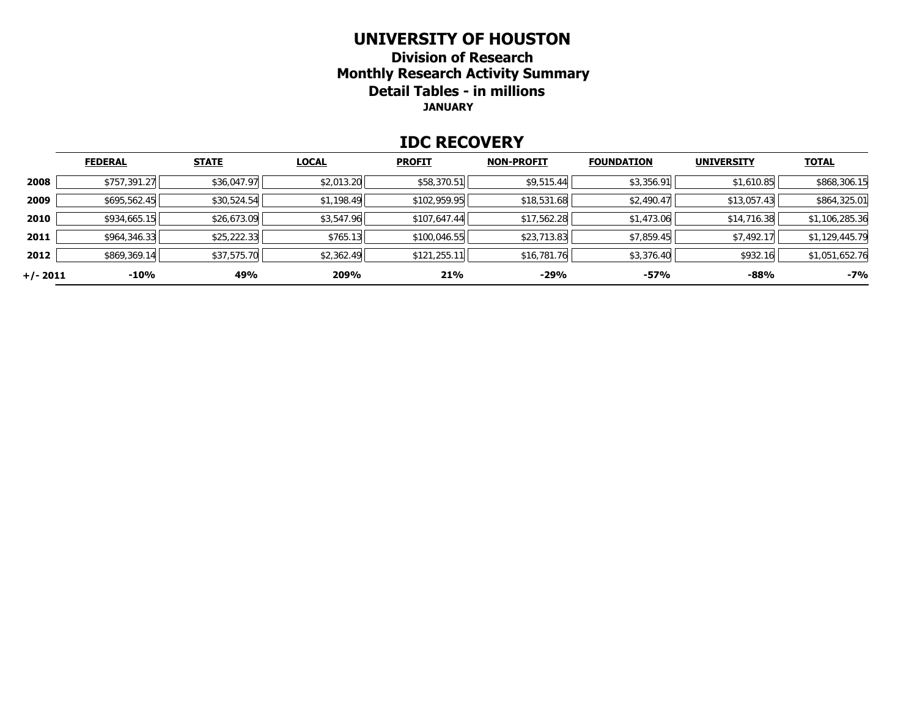# UNIVERSITY OF HOUSTON

## Division of Research

## Monthly Research Activity Summary

## Detail Tables - in millions

**JANUARY**

## IDC RECOVERY

| | FEDERAL | STATE | LOCAL | PROFIT | NON-PROFIT | FOUNDATION | UNIVERSITY | TOTAL |
|---|---|---|---|---|---|---|---|---|
| **2008** | $757,391.27 | $36,047.97 | $2,013.20 | $58,370.51 | $9,515.44 | $3,356.91 | $1,610.85 | $868,306.15 |
| **2009** | $695,562.45 | $30,524.54 | $1,198.49 | $102,959.95 | $18,531.68 | $2,490.47 | $13,057.43 | $864,325.01 |
| **2010** | $934,665.15 | $26,673.09 | $3,547.96 | $107,647.44 | $17,562.28 | $1,473.06 | $14,716.38 | $1,106,285.36 |
| **2011** | $964,346.33 | $25,222.33 | $765.13 | $100,046.55 | $23,713.83 | $7,859.45 | $7,492.17 | $1,129,445.79 |
| **2012** | $869,369.14 | $37,575.70 | $2,362.49 | $121,255.11 | $16,781.76 | $3,376.40 | $932.16 | $1,051,652.76 |
| **+/- 2011** | **-10%** | **49%** | **209%** | **21%** | **-29%** | **-57%** | **-88%** | **-7%** |